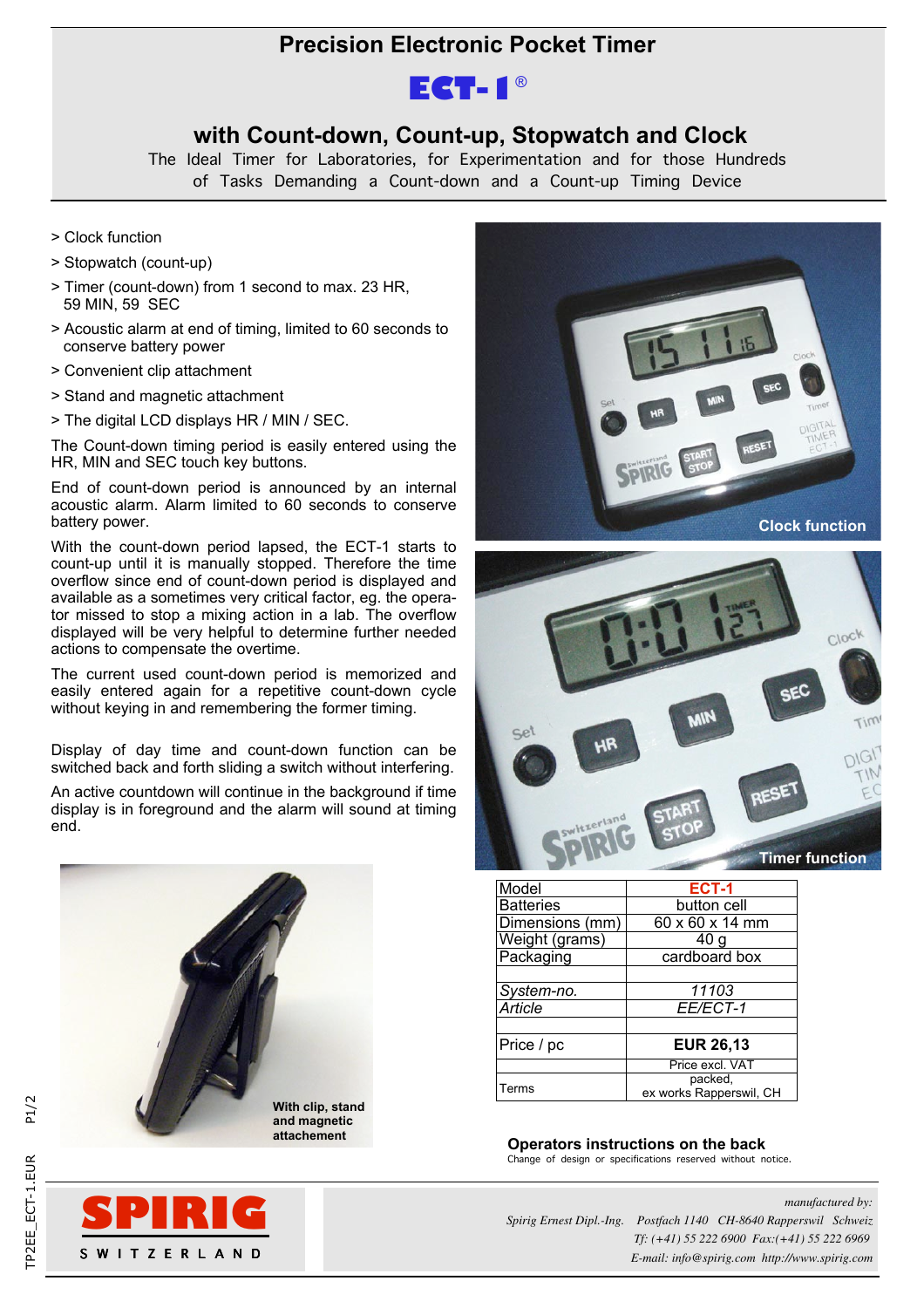# Precision Electronic Pocket Timer

## ECT-1®

## with Count-down, Count-up, Stopwatch and Clock

The Ideal Timer for Laboratories, for Experimentation and for those Hundreds of Tasks Demanding a Count-down and a Count-up Timing Device

> Clock function

> Stopwatch (count-up)

> Timer (count-down) from 1 second to max. 23 HR, 59 MIN, 59 SEC

> Acoustic alarm at end of timing, limited to 60 seconds to conserve battery power

> Convenient clip attachment

> Stand and magnetic attachment

> The digital LCD displays HR / MIN / SEC.

The Count-down timing period is easily entered using the HR, MIN and SEC touch key buttons.

End of count-down period is announced by an internal acoustic alarm. Alarm limited to 60 seconds to conserve battery power.

With the count-down period lapsed, the ECT-1 starts to count-up until it is manually stopped. Therefore the time overflow since end of count-down period is displayed and available as a sometimes very critical factor, eg. the operator missed to stop a mixing action in a lab. The overflow displayed will be very helpful to determine further needed actions to compensate the overtime.

The current used count-down period is memorized and easily entered again for a repetitive count-down cycle without keying in and remembering the former timing.

Display of day time and count-down function can be switched back and forth sliding a switch without interfering.

An active countdown will continue in the background if time display is in foreground and the alarm will sound at timing end.

Clock function

Timer function

With clip, stand and magnetic attachement

| | |
|---|---|
| Model | ECT-1 |
| Batteries | button cell |
| Dimensions (mm) | 60 x 60 x 14 mm |
| Weight (grams) | 40 g |
| Packaging | cardboard box |
| | |
| *System-no.* | *11103* |
| *Article* | *EE/ECT-1* |
| | |
| Price / pc | **EUR 26,13** |
| | Price excl. VAT |
| Terms | packed, ex works Rapperswil, CH |

**Operators instructions on the back**

Change of design or specifications reserved without notice.

SPIRIG SWITZERLAND

*manufactured by:*
*Spirig Ernest Dipl.-Ing. Postfach 1140 CH-8640 Rapperswil Schweiz*
*Tf: (+41) 55 222 6900 Fax:(+41) 55 222 6969*
*E-mail: info@spirig.com http://www.spirig.com*

TP2EE_ECT-1.EUR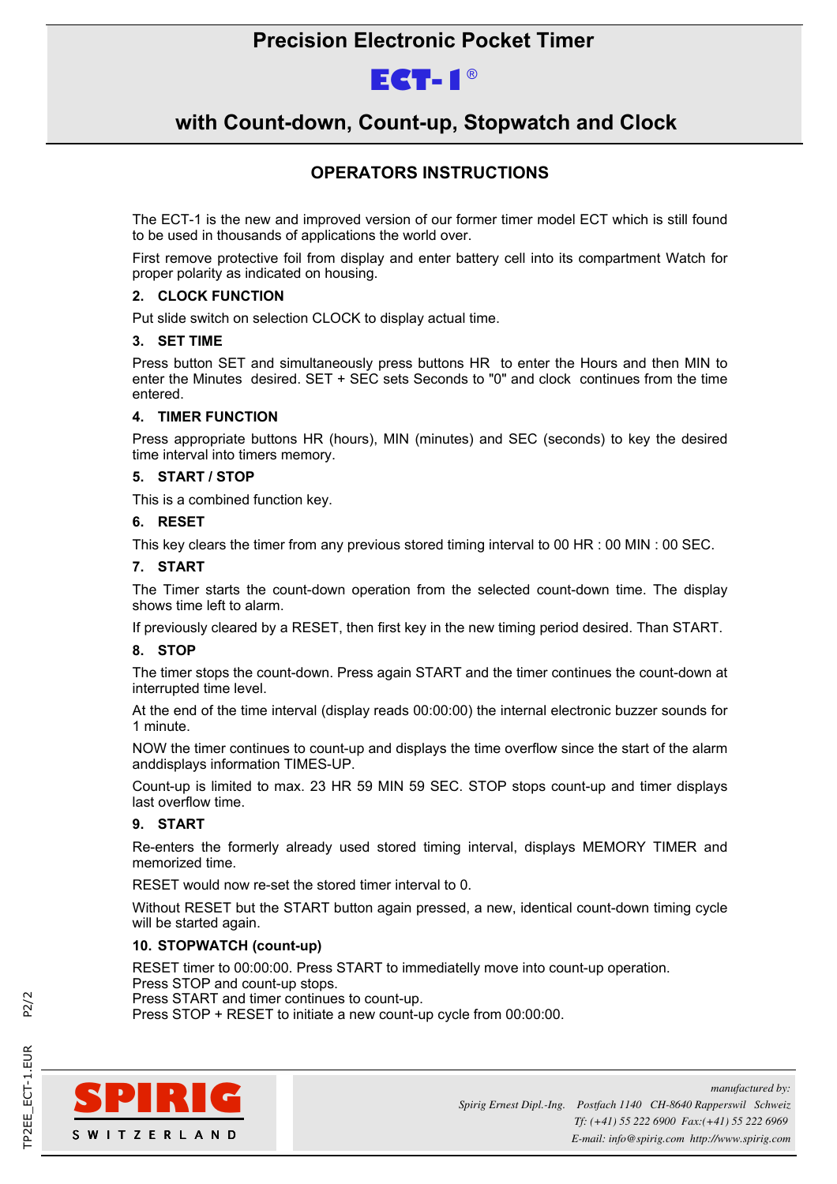# Precision Electronic Pocket Timer

# ECT-1®

## with Count-down, Count-up, Stopwatch and Clock

## OPERATORS INSTRUCTIONS

The ECT-1 is the new and improved version of our former timer model ECT which is still found to be used in thousands of applications the world over.

First remove protective foil from display and enter battery cell into its compartment Watch for proper polarity as indicated on housing.

### 2. CLOCK FUNCTION

Put slide switch on selection CLOCK to display actual time.

### 3. SET TIME

Press button SET and simultaneously press buttons HR to enter the Hours and then MIN to enter the Minutes desired. SET + SEC sets Seconds to "0" and clock continues from the time entered.

### 4. TIMER FUNCTION

Press appropriate buttons HR (hours), MIN (minutes) and SEC (seconds) to key the desired time interval into timers memory.

### 5. START / STOP

This is a combined function key.

### 6. RESET

This key clears the timer from any previous stored timing interval to 00 HR : 00 MIN : 00 SEC.

### 7. START

The Timer starts the count-down operation from the selected count-down time. The display shows time left to alarm.

If previously cleared by a RESET, then first key in the new timing period desired. Than START.

### 8. STOP

The timer stops the count-down. Press again START and the timer continues the count-down at interrupted time level.

At the end of the time interval (display reads 00:00:00) the internal electronic buzzer sounds for 1 minute.

NOW the timer continues to count-up and displays the time overflow since the start of the alarm anddisplays information TIMES-UP.

Count-up is limited to max. 23 HR 59 MIN 59 SEC. STOP stops count-up and timer displays last overflow time.

### 9. START

Re-enters the formerly already used stored timing interval, displays MEMORY TIMER and memorized time.

RESET would now re-set the stored timer interval to 0.

Without RESET but the START button again pressed, a new, identical count-down timing cycle will be started again.

### 10. STOPWATCH (count-up)

RESET timer to 00:00:00. Press START to immediatelly move into count-up operation.
Press STOP and count-up stops.
Press START and timer continues to count-up.
Press STOP + RESET to initiate a new count-up cycle from 00:00:00.

SPIRIG
SWITZERLAND

*manufactured by:*
*Spirig Ernest Dipl.-Ing. Postfach 1140 CH-8640 Rapperswil Schweiz*
*Tf: (+41) 55 222 6900 Fax:(+41) 55 222 6969*
*E-mail: info@spirig.com http://www.spirig.com*